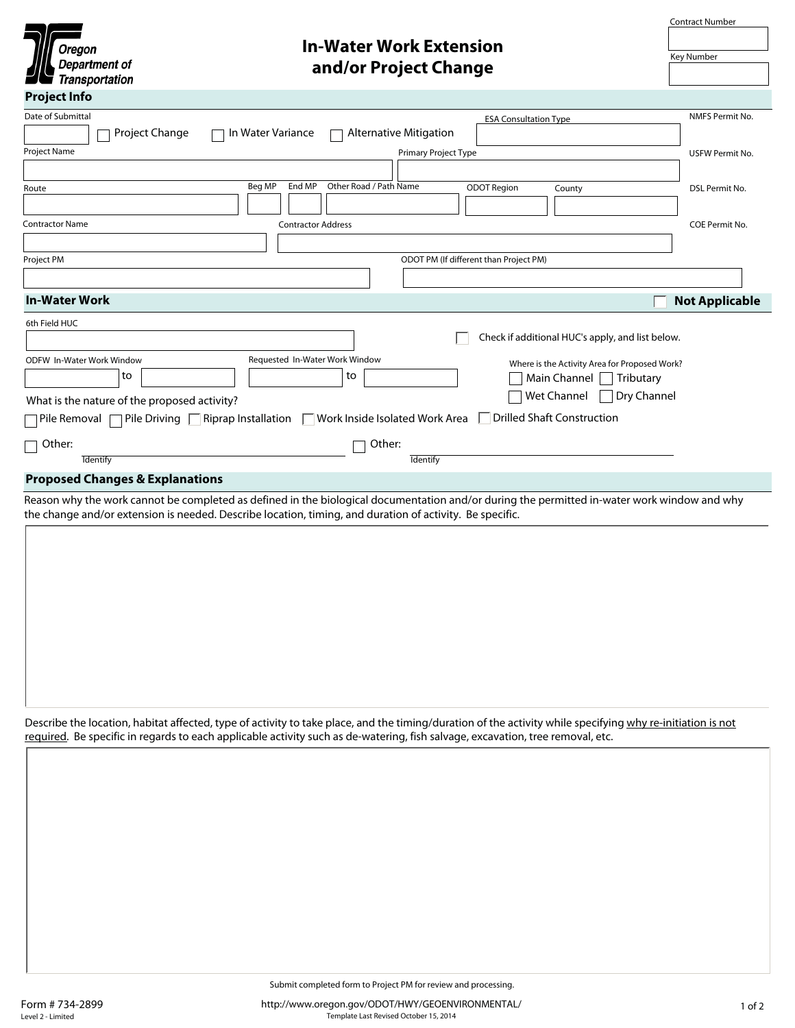Oregon Department of Transportation

# In-Water Work Extension and/or Project Change

Contract Number

Key Number

## Project Info

Date of Submittal

☐ Project Change ☐ In Water Variance ☐ Alternative Mitigation

ESA Consultation Type

NMFS Permit No.

Project Name

Primary Project Type

USFW Permit No.

Route

Beg MP

End MP

Other Road / Path Name

ODOT Region

County

DSL Permit No.

Contractor Name

Contractor Address

COE Permit No.

Project PM

ODOT PM (If different than Project PM)

## In-Water Work

☐ Not Applicable

6th Field HUC

☐ Check if additional HUC's apply, and list below.

ODFW In-Water Work Window ______ to ______

Requested In-Water Work Window ______ to ______

Where is the Activity Area for Proposed Work?

☐ Main Channel ☐ Tributary

☐ Wet Channel ☐ Dry Channel

What is the nature of the proposed activity?

☐ Pile Removal ☐ Pile Driving ☐ Riprap Installation ☐ Work Inside Isolated Work Area ☐ Drilled Shaft Construction

☐ Other: ______ Identify

☐ Other: ______ Identify

## Proposed Changes & Explanations

Reason why the work cannot be completed as defined in the biological documentation and/or during the permitted in-water work window and why the change and/or extension is needed. Describe location, timing, and duration of activity. Be specific.

Describe the location, habitat affected, type of activity to take place, and the timing/duration of the activity while specifying why re-initiation is not required. Be specific in regards to each applicable activity such as de-watering, fish salvage, excavation, tree removal, etc.

Submit completed form to Project PM for review and processing.

Form # 734-2899

Level 2 - Limited

http://www.oregon.gov/ODOT/HWY/GEOENVIRONMENTAL/

Template Last Revised October 15, 2014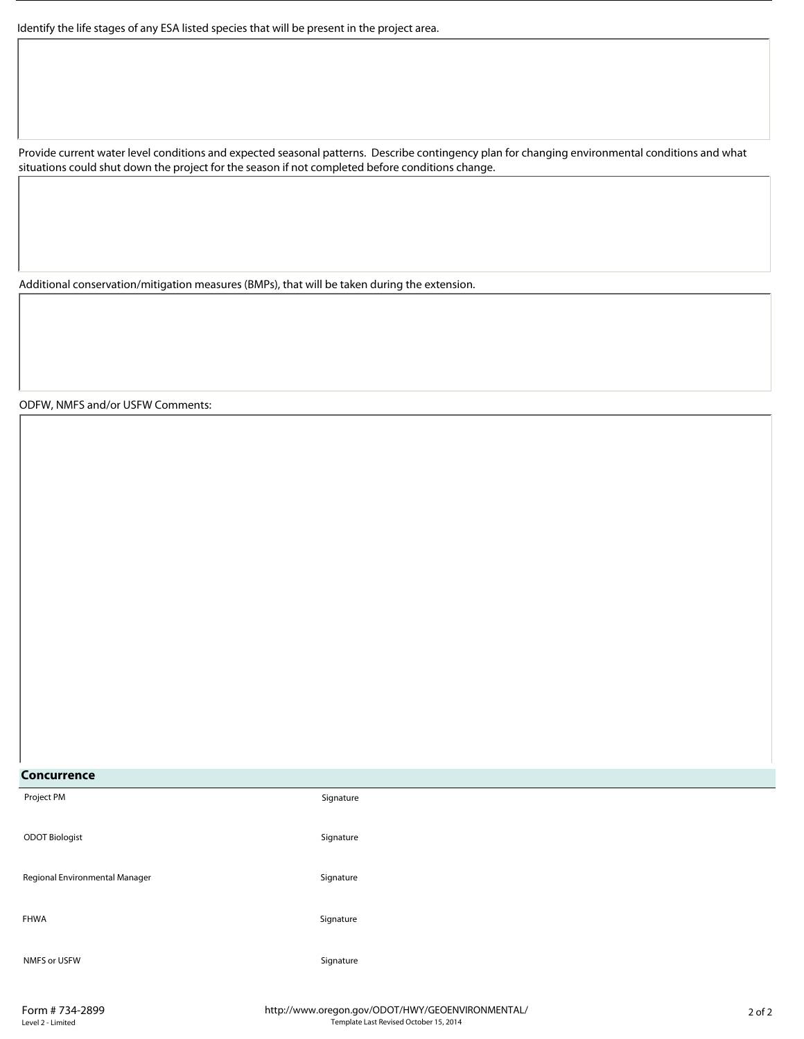Identify the life stages of any ESA listed species that will be present in the project area.

Provide current water level conditions and expected seasonal patterns. Describe contingency plan for changing environmental conditions and what situations could shut down the project for the season if not completed before conditions change.

Additional conservation/mitigation measures (BMPs), that will be taken during the extension.

ODFW, NMFS and/or USFW Comments:

## Concurrence

| | |
|---|---|
| Project PM | Signature |
| ODOT Biologist | Signature |
| Regional Environmental Manager | Signature |
| FHWA | Signature |
| NMFS or USFW | Signature |

Form # 734-2899
Level 2 - Limited

http://www.oregon.gov/ODOT/HWY/GEOENVIRONMENTAL/
Template Last Revised October 15, 2014